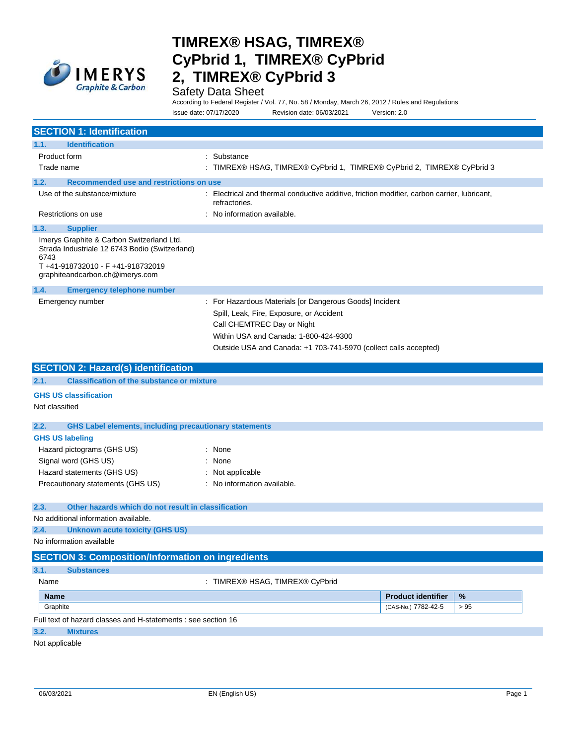# TIMREX® HSAG, TIMREX® CyPbrid 1, TIMREX® CyPbrid 2, TIMREX® CyPbrid 3

Safety Data Sheet

According to Federal Register / Vol. 77, No. 58 / Monday, March 26, 2012 / Rules and Regulations

Issue date: 07/17/2020 Revision date: 06/03/2021 Version: 2.0

## SECTION 1: Identification

### 1.1. Identification

Product form : Substance

Trade name : TIMREX® HSAG, TIMREX® CyPbrid 1, TIMREX® CyPbrid 2, TIMREX® CyPbrid 3

### 1.2. Recommended use and restrictions on use

Use of the substance/mixture : Electrical and thermal conductive additive, friction modifier, carbon carrier, lubricant, refractories.

Restrictions on use : No information available.

### 1.3. Supplier

Imerys Graphite & Carbon Switzerland Ltd.
Strada Industriale 12 6743 Bodio (Switzerland)
6743
T +41-918732010 - F +41-918732019
graphiteandcarbon.ch@imerys.com

### 1.4. Emergency telephone number

Emergency number : For Hazardous Materials [or Dangerous Goods] Incident
Spill, Leak, Fire, Exposure, or Accident
Call CHEMTREC Day or Night
Within USA and Canada: 1-800-424-9300
Outside USA and Canada: +1 703-741-5970 (collect calls accepted)

## SECTION 2: Hazard(s) identification

### 2.1. Classification of the substance or mixture

**GHS US classification**

Not classified

### 2.2. GHS Label elements, including precautionary statements

**GHS US labeling**

Hazard pictograms (GHS US) : None

Signal word (GHS US) : None

Hazard statements (GHS US) : Not applicable

Precautionary statements (GHS US) : No information available.

### 2.3. Other hazards which do not result in classification

No additional information available.

### 2.4. Unknown acute toxicity (GHS US)

No information available

## SECTION 3: Composition/Information on ingredients

### 3.1. Substances

Name : TIMREX® HSAG, TIMREX® CyPbrid

| Name | Product identifier | % |
|---|---|---|
| Graphite | (CAS-No.) 7782-42-5 | > 95 |

Full text of hazard classes and H-statements : see section 16

### 3.2. Mixtures

Not applicable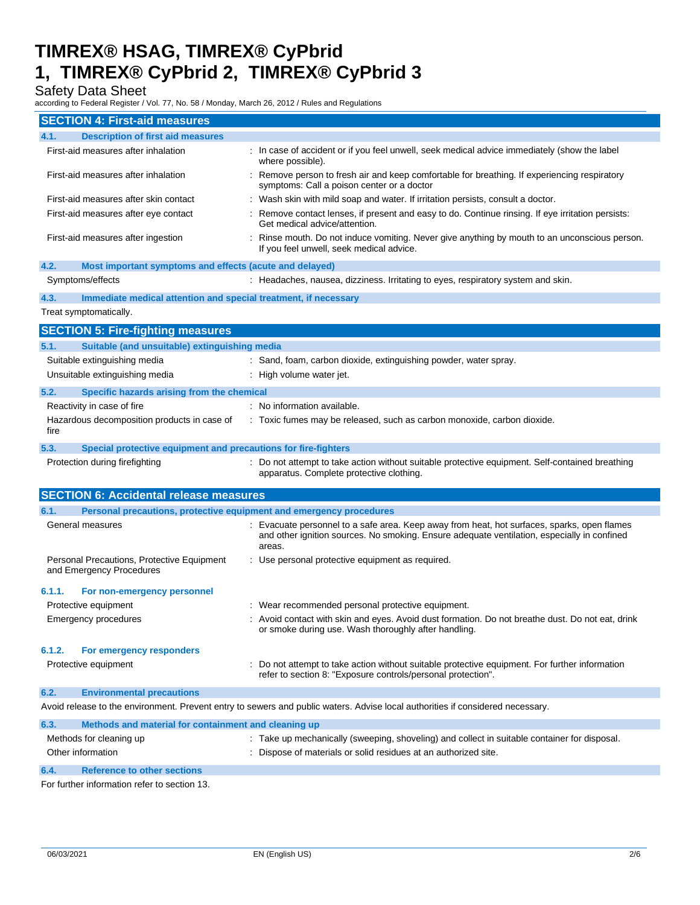## SECTION 4: First-aid measures

### 4.1. Description of first aid measures

| | |
|---|---|
| First-aid measures after inhalation | : In case of accident or if you feel unwell, seek medical advice immediately (show the label where possible). |
| First-aid measures after inhalation | : Remove person to fresh air and keep comfortable for breathing. If experiencing respiratory symptoms: Call a poison center or a doctor |
| First-aid measures after skin contact | : Wash skin with mild soap and water. If irritation persists, consult a doctor. |
| First-aid measures after eye contact | : Remove contact lenses, if present and easy to do. Continue rinsing. If eye irritation persists: Get medical advice/attention. |
| First-aid measures after ingestion | : Rinse mouth. Do not induce vomiting. Never give anything by mouth to an unconscious person. If you feel unwell, seek medical advice. |

### 4.2. Most important symptoms and effects (acute and delayed)

| | |
|---|---|
| Symptoms/effects | : Headaches, nausea, dizziness. Irritating to eyes, respiratory system and skin. |

### 4.3. Immediate medical attention and special treatment, if necessary

Treat symptomatically.

## SECTION 5: Fire-fighting measures

### 5.1. Suitable (and unsuitable) extinguishing media

| | |
|---|---|
| Suitable extinguishing media | : Sand, foam, carbon dioxide, extinguishing powder, water spray. |
| Unsuitable extinguishing media | : High volume water jet. |

### 5.2. Specific hazards arising from the chemical

| | |
|---|---|
| Reactivity in case of fire | : No information available. |
| Hazardous decomposition products in case of fire | : Toxic fumes may be released, such as carbon monoxide, carbon dioxide. |

### 5.3. Special protective equipment and precautions for fire-fighters

| | |
|---|---|
| Protection during firefighting | : Do not attempt to take action without suitable protective equipment. Self-contained breathing apparatus. Complete protective clothing. |

## SECTION 6: Accidental release measures

### 6.1. Personal precautions, protective equipment and emergency procedures

| | |
|---|---|
| General measures | : Evacuate personnel to a safe area. Keep away from heat, hot surfaces, sparks, open flames and other ignition sources. No smoking. Ensure adequate ventilation, especially in confined areas. |
| Personal Precautions, Protective Equipment and Emergency Procedures | : Use personal protective equipment as required. |

#### 6.1.1. For non-emergency personnel

| | |
|---|---|
| Protective equipment | : Wear recommended personal protective equipment. |
| Emergency procedures | : Avoid contact with skin and eyes. Avoid dust formation. Do not breathe dust. Do not eat, drink or smoke during use. Wash thoroughly after handling. |

#### 6.1.2. For emergency responders

| | |
|---|---|
| Protective equipment | : Do not attempt to take action without suitable protective equipment. For further information refer to section 8: "Exposure controls/personal protection". |

### 6.2. Environmental precautions

Avoid release to the environment. Prevent entry to sewers and public waters. Advise local authorities if considered necessary.

### 6.3. Methods and material for containment and cleaning up

| | |
|---|---|
| Methods for cleaning up | : Take up mechanically (sweeping, shoveling) and collect in suitable container for disposal. |
| Other information | : Dispose of materials or solid residues at an authorized site. |

### 6.4. Reference to other sections

For further information refer to section 13.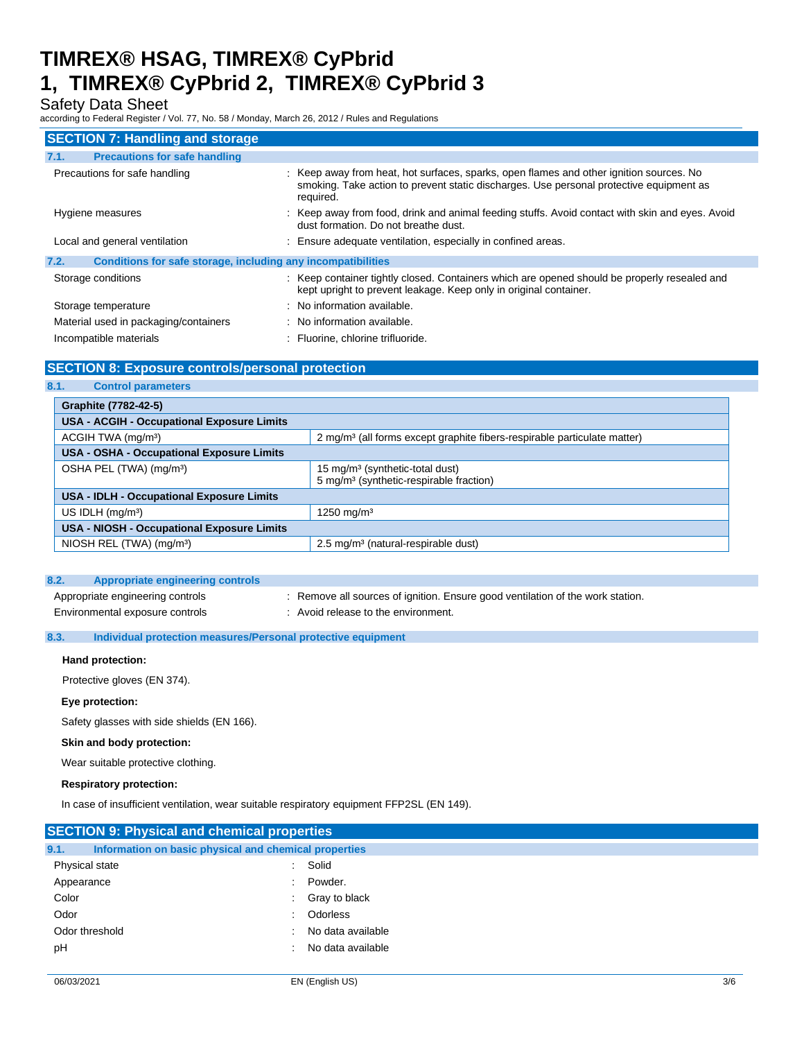## SECTION 7: Handling and storage

### 7.1. Precautions for safe handling

Precautions for safe handling : Keep away from heat, hot surfaces, sparks, open flames and other ignition sources. No smoking. Take action to prevent static discharges. Use personal protective equipment as required.

Hygiene measures : Keep away from food, drink and animal feeding stuffs. Avoid contact with skin and eyes. Avoid dust formation. Do not breathe dust.

Local and general ventilation : Ensure adequate ventilation, especially in confined areas.

### 7.2. Conditions for safe storage, including any incompatibilities

Storage conditions : Keep container tightly closed. Containers which are opened should be properly resealed and kept upright to prevent leakage. Keep only in original container.

Storage temperature : No information available.

Material used in packaging/containers : No information available.

Incompatible materials : Fluorine, chlorine trifluoride.

## SECTION 8: Exposure controls/personal protection

### 8.1. Control parameters

| Graphite (7782-42-5) | |
|---|---|
| **USA - ACGIH - Occupational Exposure Limits** | |
| ACGIH TWA (mg/m³) | 2 mg/m³ (all forms except graphite fibers-respirable particulate matter) |
| **USA - OSHA - Occupational Exposure Limits** | |
| OSHA PEL (TWA) (mg/m³) | 15 mg/m³ (synthetic-total dust)<br>5 mg/m³ (synthetic-respirable fraction) |
| **USA - IDLH - Occupational Exposure Limits** | |
| US IDLH (mg/m³) | 1250 mg/m³ |
| **USA - NIOSH - Occupational Exposure Limits** | |
| NIOSH REL (TWA) (mg/m³) | 2.5 mg/m³ (natural-respirable dust) |

### 8.2. Appropriate engineering controls

Appropriate engineering controls : Remove all sources of ignition. Ensure good ventilation of the work station.

Environmental exposure controls : Avoid release to the environment.

### 8.3. Individual protection measures/Personal protective equipment

**Hand protection:**

Protective gloves (EN 374).

**Eye protection:**

Safety glasses with side shields (EN 166).

**Skin and body protection:**

Wear suitable protective clothing.

**Respiratory protection:**

In case of insufficient ventilation, wear suitable respiratory equipment FFP2SL (EN 149).

## SECTION 9: Physical and chemical properties

### 9.1. Information on basic physical and chemical properties

Physical state : Solid

Appearance : Powder.

Color : Gray to black

Odor : Odorless

Odor threshold : No data available

pH : No data available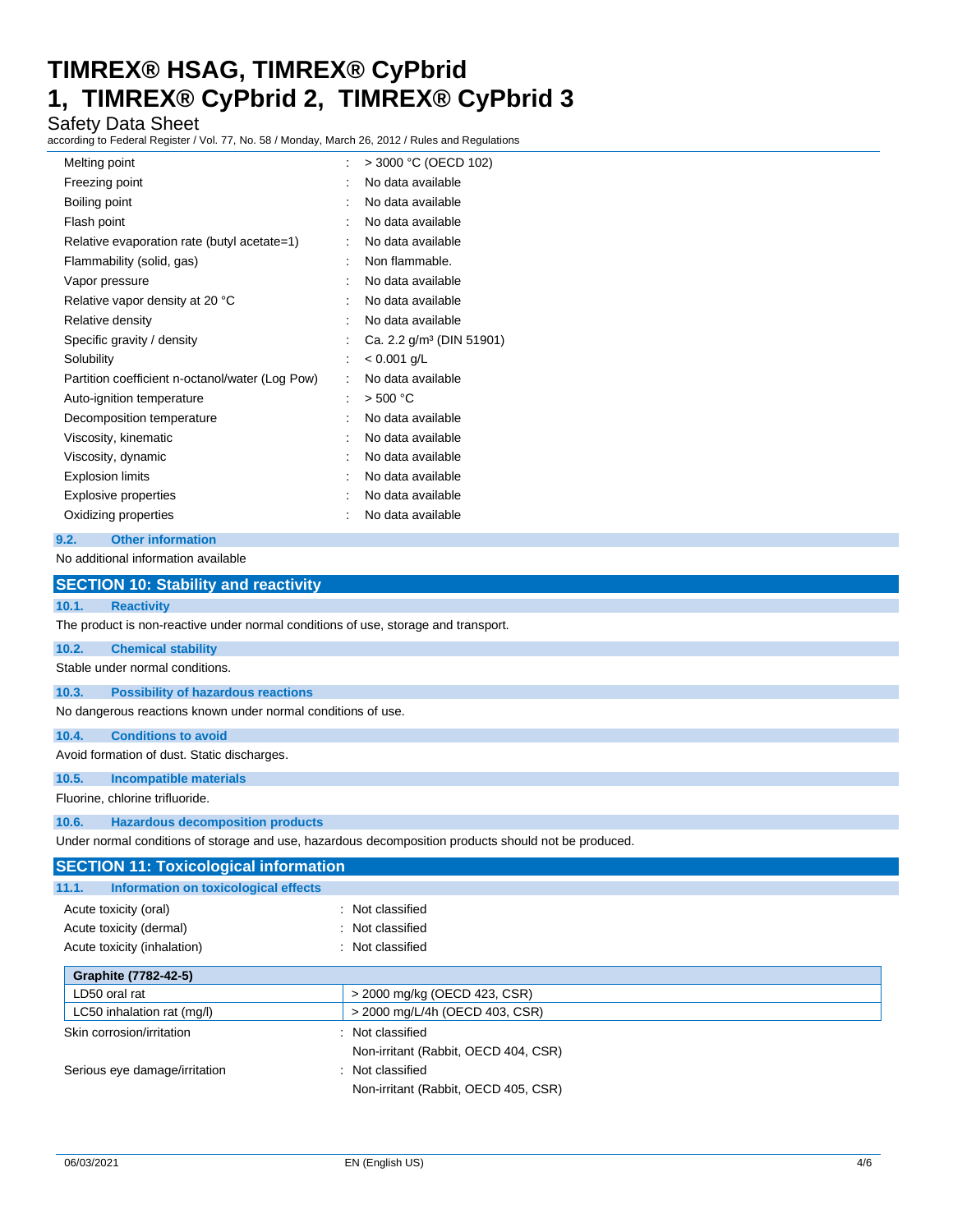| Property | | Value |
|---|---|---|
| Melting point | : | > 3000 °C (OECD 102) |
| Freezing point | : | No data available |
| Boiling point | : | No data available |
| Flash point | : | No data available |
| Relative evaporation rate (butyl acetate=1) | : | No data available |
| Flammability (solid, gas) | : | Non flammable. |
| Vapor pressure | : | No data available |
| Relative vapor density at 20 °C | : | No data available |
| Relative density | : | No data available |
| Specific gravity / density | : | Ca. 2.2 g/m³ (DIN 51901) |
| Solubility | : | < 0.001 g/L |
| Partition coefficient n-octanol/water (Log Pow) | : | No data available |
| Auto-ignition temperature | : | > 500 °C |
| Decomposition temperature | : | No data available |
| Viscosity, kinematic | : | No data available |
| Viscosity, dynamic | : | No data available |
| Explosion limits | : | No data available |
| Explosive properties | : | No data available |
| Oxidizing properties | : | No data available |

### 9.2. Other information

No additional information available

## SECTION 10: Stability and reactivity

### 10.1. Reactivity

The product is non-reactive under normal conditions of use, storage and transport.

### 10.2. Chemical stability

Stable under normal conditions.

### 10.3. Possibility of hazardous reactions

No dangerous reactions known under normal conditions of use.

### 10.4. Conditions to avoid

Avoid formation of dust. Static discharges.

### 10.5. Incompatible materials

Fluorine, chlorine trifluoride.

### 10.6. Hazardous decomposition products

Under normal conditions of storage and use, hazardous decomposition products should not be produced.

## SECTION 11: Toxicological information

### 11.1. Information on toxicological effects

Acute toxicity (oral) : Not classified

Acute toxicity (dermal) : Not classified

Acute toxicity (inhalation) : Not classified

| Graphite (7782-42-5) | |
|---|---|
| LD50 oral rat | > 2000 mg/kg (OECD 423, CSR) |
| LC50 inhalation rat (mg/l) | > 2000 mg/L/4h (OECD 403, CSR) |

Skin corrosion/irritation : Not classified

Non-irritant (Rabbit, OECD 404, CSR)

Serious eye damage/irritation : Not classified

Non-irritant (Rabbit, OECD 405, CSR)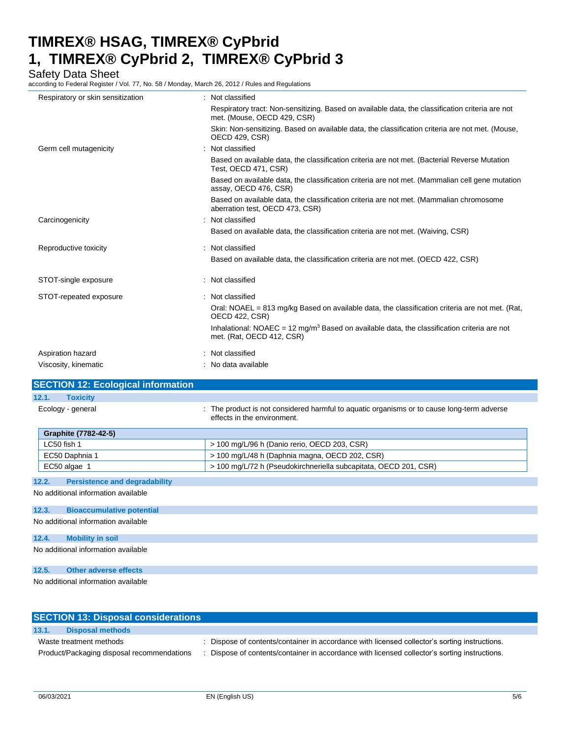| | |
|---|---|
| Respiratory or skin sensitization | : Not classified |
| | Respiratory tract: Non-sensitizing. Based on available data, the classification criteria are not met. (Mouse, OECD 429, CSR) |
| | Skin: Non-sensitizing. Based on available data, the classification criteria are not met. (Mouse, OECD 429, CSR) |
| Germ cell mutagenicity | : Not classified |
| | Based on available data, the classification criteria are not met. (Bacterial Reverse Mutation Test, OECD 471, CSR) |
| | Based on available data, the classification criteria are not met. (Mammalian cell gene mutation assay, OECD 476, CSR) |
| | Based on available data, the classification criteria are not met. (Mammalian chromosome aberration test, OECD 473, CSR) |
| Carcinogenicity | : Not classified |
| | Based on available data, the classification criteria are not met. (Waiving, CSR) |
| Reproductive toxicity | : Not classified |
| | Based on available data, the classification criteria are not met. (OECD 422, CSR) |
| STOT-single exposure | : Not classified |
| STOT-repeated exposure | : Not classified |
| | Oral: NOAEL = 813 mg/kg Based on available data, the classification criteria are not met. (Rat, OECD 422, CSR) |
| | Inhalational: NOAEC = 12 mg/m$^3$ Based on available data, the classification criteria are not met. (Rat, OECD 412, CSR) |
| Aspiration hazard | : Not classified |
| Viscosity, kinematic | : No data available |

## SECTION 12: Ecological information

### 12.1. Toxicity

Ecology - general : The product is not considered harmful to aquatic organisms or to cause long-term adverse effects in the environment.

| Graphite (7782-42-5) | |
|---|---|
| LC50 fish 1 | > 100 mg/L/96 h (Danio rerio, OECD 203, CSR) |
| EC50 Daphnia 1 | > 100 mg/L/48 h (Daphnia magna, OECD 202, CSR) |
| EC50 algae 1 | > 100 mg/L/72 h (Pseudokirchneriella subcapitata, OECD 201, CSR) |

### 12.2. Persistence and degradability

No additional information available

### 12.3. Bioaccumulative potential

No additional information available

### 12.4. Mobility in soil

No additional information available

### 12.5. Other adverse effects

No additional information available

## SECTION 13: Disposal considerations

### 13.1. Disposal methods

Waste treatment methods : Dispose of contents/container in accordance with licensed collector's sorting instructions.

Product/Packaging disposal recommendations : Dispose of contents/container in accordance with licensed collector's sorting instructions.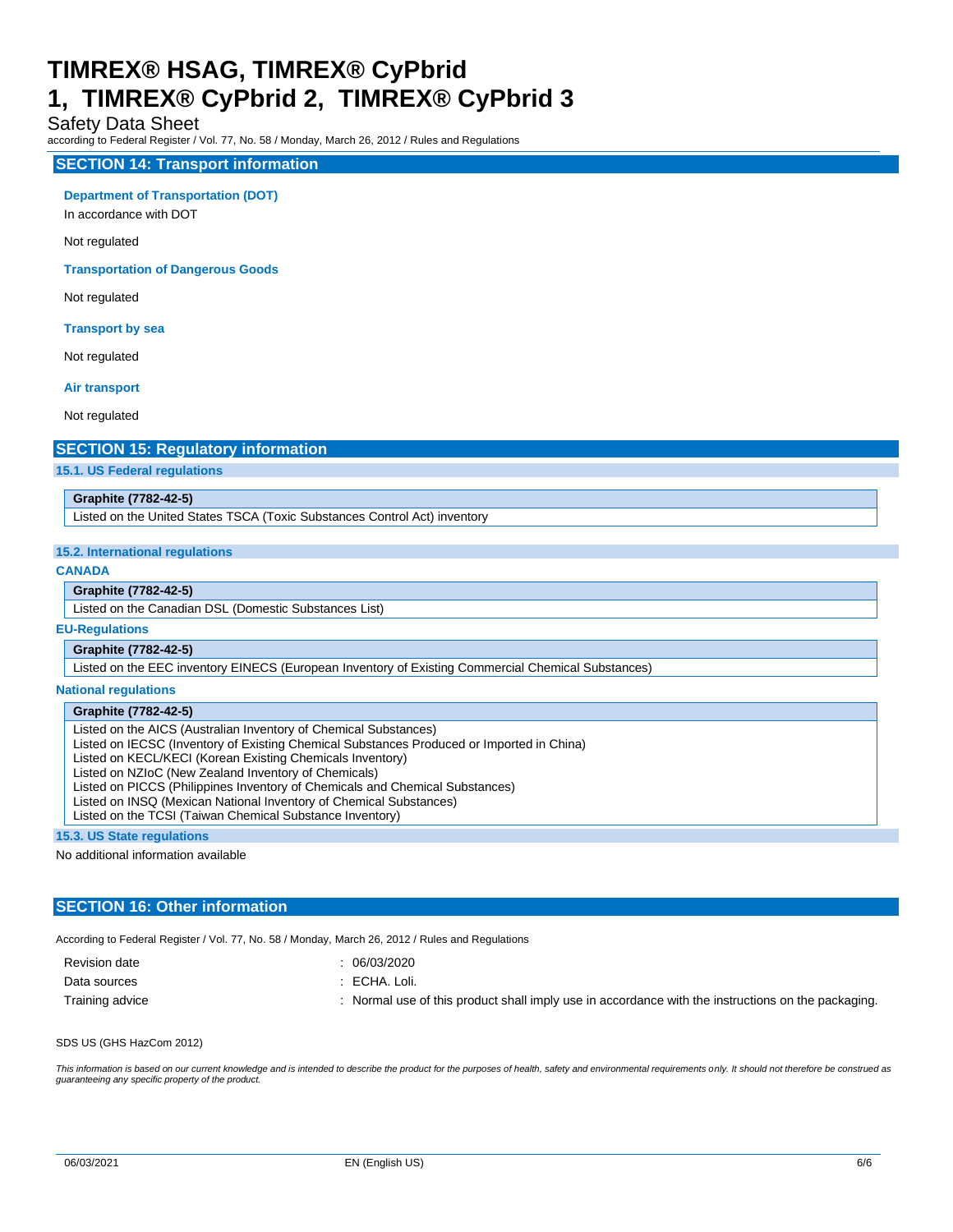## SECTION 14: Transport information

### Department of Transportation (DOT)

In accordance with DOT

Not regulated

### Transportation of Dangerous Goods

Not regulated

### Transport by sea

Not regulated

### Air transport

Not regulated

## SECTION 15: Regulatory information

### 15.1. US Federal regulations

| Graphite (7782-42-5) |
|---|
| Listed on the United States TSCA (Toxic Substances Control Act) inventory |

### 15.2. International regulations

**CANADA**

| Graphite (7782-42-5) |
|---|
| Listed on the Canadian DSL (Domestic Substances List) |

**EU-Regulations**

| Graphite (7782-42-5) |
|---|
| Listed on the EEC inventory EINECS (European Inventory of Existing Commercial Chemical Substances) |

**National regulations**

| Graphite (7782-42-5) |
|---|
| Listed on the AICS (Australian Inventory of Chemical Substances)<br>Listed on IECSC (Inventory of Existing Chemical Substances Produced or Imported in China)<br>Listed on KECL/KECI (Korean Existing Chemicals Inventory)<br>Listed on NZIoC (New Zealand Inventory of Chemicals)<br>Listed on PICCS (Philippines Inventory of Chemicals and Chemical Substances)<br>Listed on INSQ (Mexican National Inventory of Chemical Substances)<br>Listed on the TCSI (Taiwan Chemical Substance Inventory) |

### 15.3. US State regulations

No additional information available

## SECTION 16: Other information

According to Federal Register / Vol. 77, No. 58 / Monday, March 26, 2012 / Rules and Regulations

| | |
|---|---|
| Revision date | : 06/03/2020 |
| Data sources | : ECHA. Loli. |
| Training advice | : Normal use of this product shall imply use in accordance with the instructions on the packaging. |

SDS US (GHS HazCom 2012)

*This information is based on our current knowledge and is intended to describe the product for the purposes of health, safety and environmental requirements only. It should not therefore be construed as guaranteeing any specific property of the product.*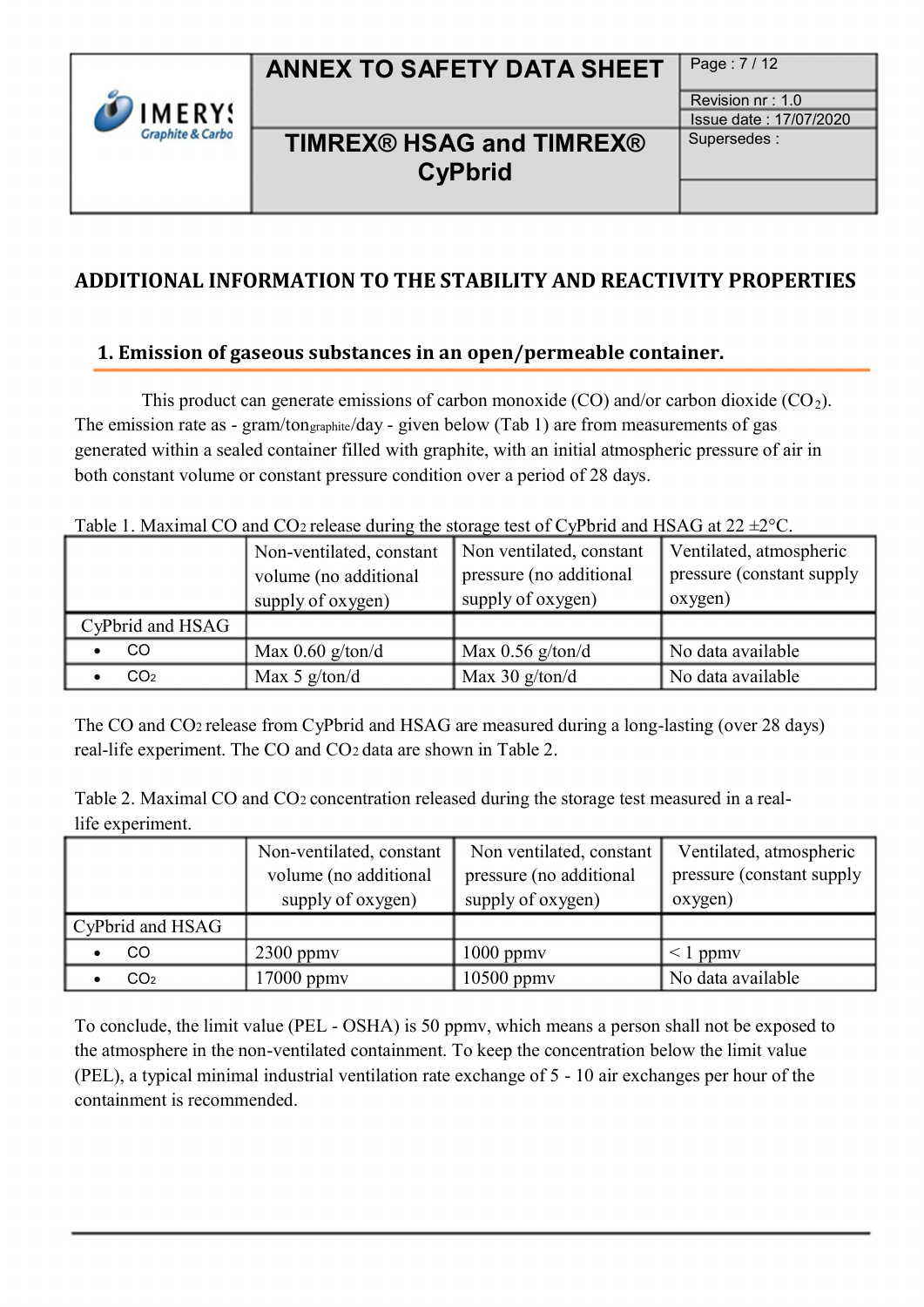## ADDITIONAL INFORMATION TO THE STABILITY AND REACTIVITY PROPERTIES

### 1. Emission of gaseous substances in an open/permeable container.

This product can generate emissions of carbon monoxide (CO) and/or carbon dioxide ($CO_2$). The emission rate as - gram/ton$_{graphite}$/day - given below (Tab 1) are from measurements of gas generated within a sealed container filled with graphite, with an initial atmospheric pressure of air in both constant volume or constant pressure condition over a period of 28 days.

Table 1. Maximal CO and $CO_2$ release during the storage test of CyPbrid and HSAG at 22 ±2°C.

| | Non-ventilated, constant volume (no additional supply of oxygen) | Non ventilated, constant pressure (no additional supply of oxygen) | Ventilated, atmospheric pressure (constant supply oxygen) |
|---|---|---|---|
| CyPbrid and HSAG | | | |
| • CO | Max 0.60 g/ton/d | Max 0.56 g/ton/d | No data available |
| • $CO_2$ | Max 5 g/ton/d | Max 30 g/ton/d | No data available |

The CO and $CO_2$ release from CyPbrid and HSAG are measured during a long-lasting (over 28 days) real-life experiment. The CO and $CO_2$ data are shown in Table 2.

Table 2. Maximal CO and $CO_2$ concentration released during the storage test measured in a real-life experiment.

| | Non-ventilated, constant volume (no additional supply of oxygen) | Non ventilated, constant pressure (no additional supply of oxygen) | Ventilated, atmospheric pressure (constant supply oxygen) |
|---|---|---|---|
| CyPbrid and HSAG | | | |
| • CO | 2300 ppmv | 1000 ppmv | < 1 ppmv |
| • $CO_2$ | 17000 ppmv | 10500 ppmv | No data available |

To conclude, the limit value (PEL - OSHA) is 50 ppmv, which means a person shall not be exposed to the atmosphere in the non-ventilated containment. To keep the concentration below the limit value (PEL), a typical minimal industrial ventilation rate exchange of 5 - 10 air exchanges per hour of the containment is recommended.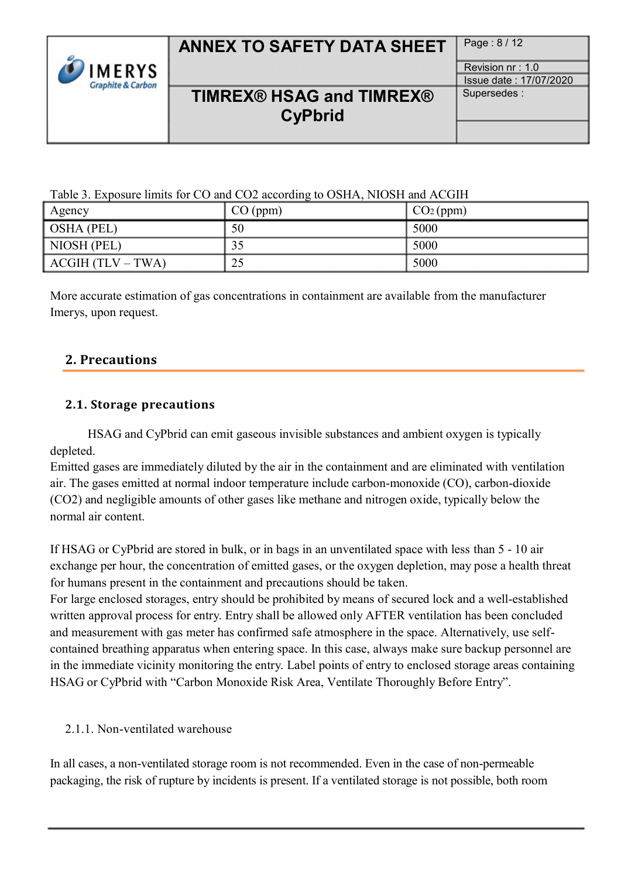Table 3. Exposure limits for CO and CO2 according to OSHA, NIOSH and ACGIH

| Agency | CO (ppm) | $CO_2$ (ppm) |
|---|---|---|
| OSHA (PEL) | 50 | 5000 |
| NIOSH (PEL) | 35 | 5000 |
| ACGIH (TLV – TWA) | 25 | 5000 |

More accurate estimation of gas concentrations in containment are available from the manufacturer Imerys, upon request.

## 2. Precautions

### 2.1. Storage precautions

HSAG and CyPbrid can emit gaseous invisible substances and ambient oxygen is typically depleted.

Emitted gases are immediately diluted by the air in the containment and are eliminated with ventilation air. The gases emitted at normal indoor temperature include carbon-monoxide (CO), carbon-dioxide ($CO_2$) and negligible amounts of other gases like methane and nitrogen oxide, typically below the normal air content.

If HSAG or CyPbrid are stored in bulk, or in bags in an unventilated space with less than 5 - 10 air exchange per hour, the concentration of emitted gases, or the oxygen depletion, may pose a health threat for humans present in the containment and precautions should be taken.

For large enclosed storages, entry should be prohibited by means of secured lock and a well-established written approval process for entry. Entry shall be allowed only AFTER ventilation has been concluded and measurement with gas meter has confirmed safe atmosphere in the space. Alternatively, use self-contained breathing apparatus when entering space. In this case, always make sure backup personnel are in the immediate vicinity monitoring the entry. Label points of entry to enclosed storage areas containing HSAG or CyPbrid with “Carbon Monoxide Risk Area, Ventilate Thoroughly Before Entry”.

#### 2.1.1. Non-ventilated warehouse

In all cases, a non-ventilated storage room is not recommended. Even in the case of non-permeable packaging, the risk of rupture by incidents is present. If a ventilated storage is not possible, both room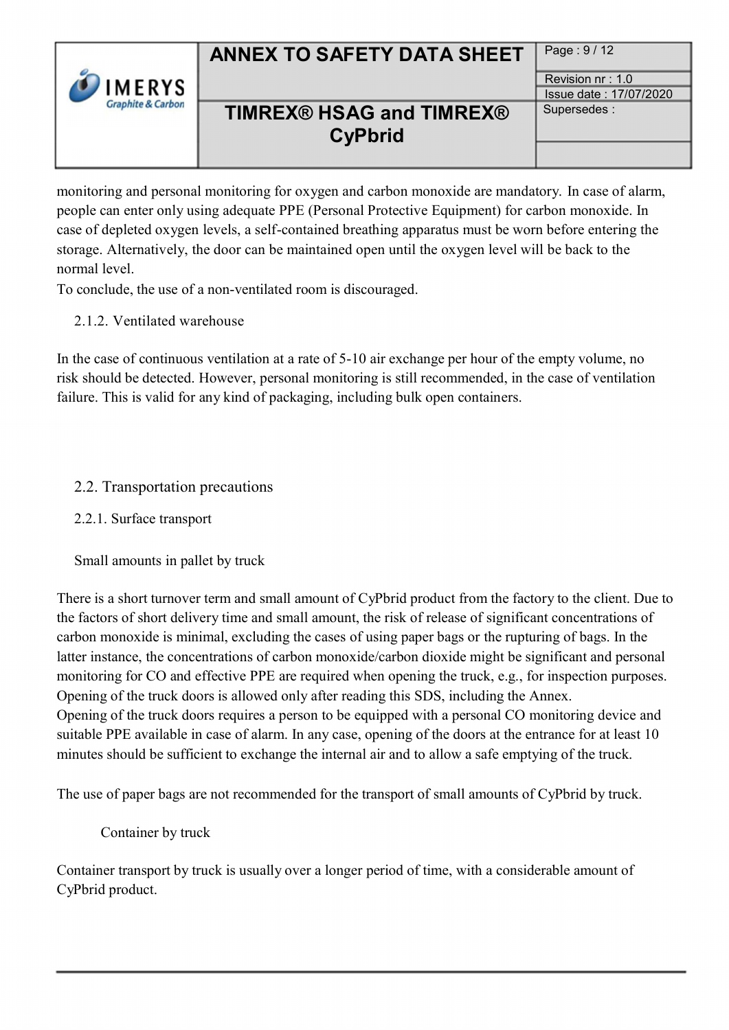monitoring and personal monitoring for oxygen and carbon monoxide are mandatory. In case of alarm, people can enter only using adequate PPE (Personal Protective Equipment) for carbon monoxide. In case of depleted oxygen levels, a self-contained breathing apparatus must be worn before entering the storage. Alternatively, the door can be maintained open until the oxygen level will be back to the normal level.
To conclude, the use of a non-ventilated room is discouraged.

#### 2.1.2. Ventilated warehouse

In the case of continuous ventilation at a rate of 5-10 air exchange per hour of the empty volume, no risk should be detected. However, personal monitoring is still recommended, in the case of ventilation failure. This is valid for any kind of packaging, including bulk open containers.

### 2.2. Transportation precautions

#### 2.2.1. Surface transport

Small amounts in pallet by truck

There is a short turnover term and small amount of CyPbrid product from the factory to the client. Due to the factors of short delivery time and small amount, the risk of release of significant concentrations of carbon monoxide is minimal, excluding the cases of using paper bags or the rupturing of bags. In the latter instance, the concentrations of carbon monoxide/carbon dioxide might be significant and personal monitoring for CO and effective PPE are required when opening the truck, e.g., for inspection purposes. Opening of the truck doors is allowed only after reading this SDS, including the Annex.
Opening of the truck doors requires a person to be equipped with a personal CO monitoring device and suitable PPE available in case of alarm. In any case, opening of the doors at the entrance for at least 10 minutes should be sufficient to exchange the internal air and to allow a safe emptying of the truck.

The use of paper bags are not recommended for the transport of small amounts of CyPbrid by truck.

Container by truck

Container transport by truck is usually over a longer period of time, with a considerable amount of CyPbrid product.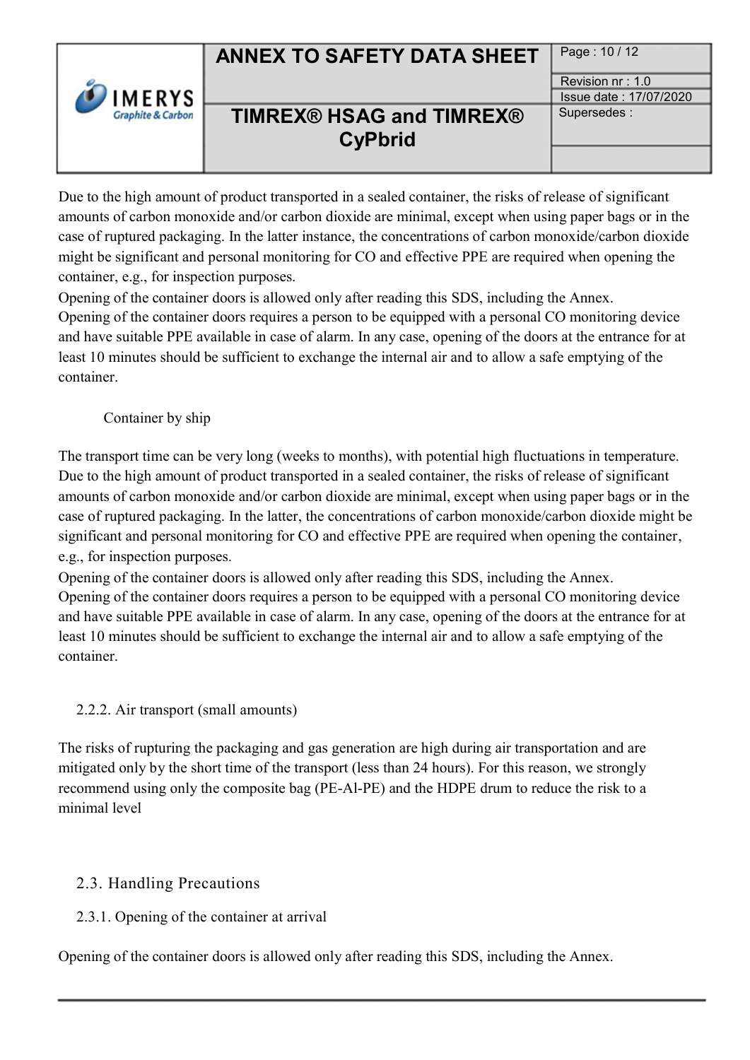Due to the high amount of product transported in a sealed container, the risks of release of significant amounts of carbon monoxide and/or carbon dioxide are minimal, except when using paper bags or in the case of ruptured packaging. In the latter instance, the concentrations of carbon monoxide/carbon dioxide might be significant and personal monitoring for CO and effective PPE are required when opening the container, e.g., for inspection purposes.
Opening of the container doors is allowed only after reading this SDS, including the Annex.
Opening of the container doors requires a person to be equipped with a personal CO monitoring device and have suitable PPE available in case of alarm. In any case, opening of the doors at the entrance for at least 10 minutes should be sufficient to exchange the internal air and to allow a safe emptying of the container.

Container by ship

The transport time can be very long (weeks to months), with potential high fluctuations in temperature. Due to the high amount of product transported in a sealed container, the risks of release of significant amounts of carbon monoxide and/or carbon dioxide are minimal, except when using paper bags or in the case of ruptured packaging. In the latter, the concentrations of carbon monoxide/carbon dioxide might be significant and personal monitoring for CO and effective PPE are required when opening the container, e.g., for inspection purposes.
Opening of the container doors is allowed only after reading this SDS, including the Annex.
Opening of the container doors requires a person to be equipped with a personal CO monitoring device and have suitable PPE available in case of alarm. In any case, opening of the doors at the entrance for at least 10 minutes should be sufficient to exchange the internal air and to allow a safe emptying of the container.

#### 2.2.2. Air transport (small amounts)

The risks of rupturing the packaging and gas generation are high during air transportation and are mitigated only by the short time of the transport (less than 24 hours). For this reason, we strongly recommend using only the composite bag (PE-Al-PE) and the HDPE drum to reduce the risk to a minimal level

### 2.3. Handling Precautions

#### 2.3.1. Opening of the container at arrival

Opening of the container doors is allowed only after reading this SDS, including the Annex.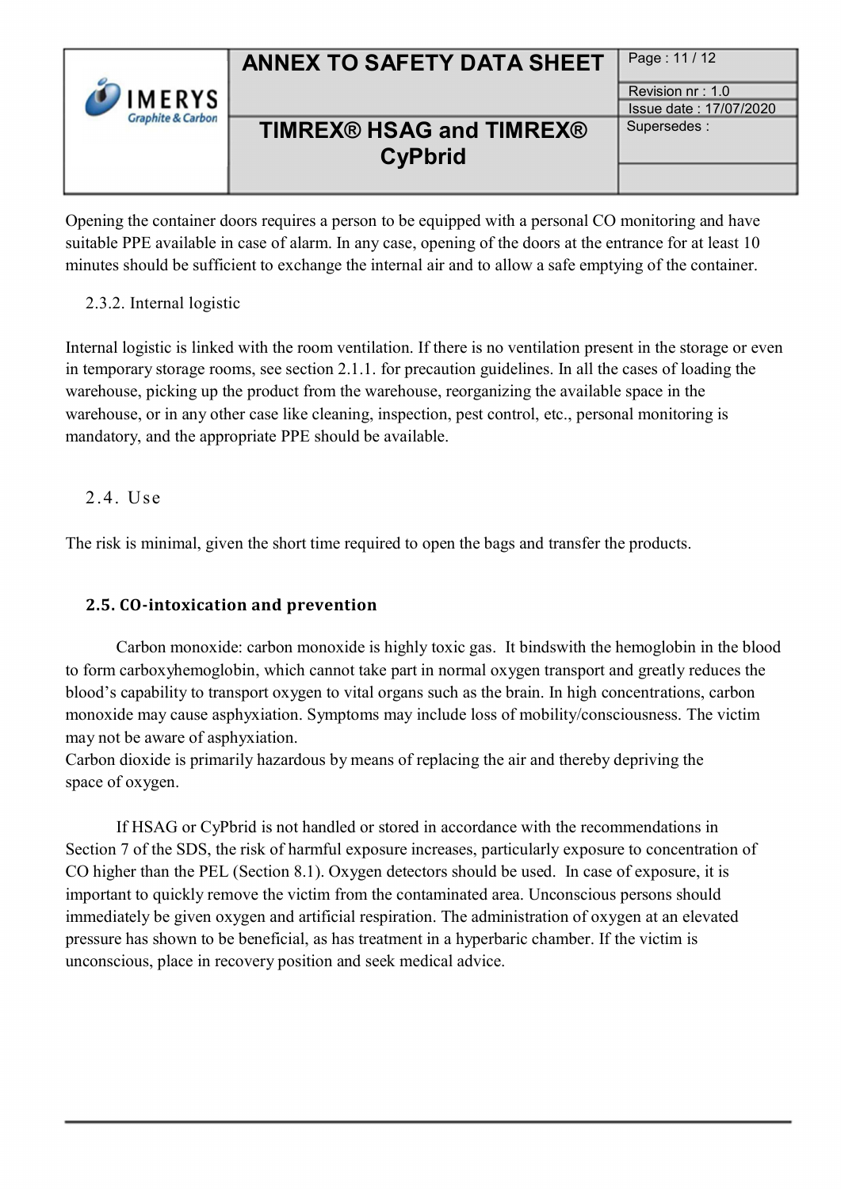Opening the container doors requires a person to be equipped with a personal CO monitoring and have suitable PPE available in case of alarm. In any case, opening of the doors at the entrance for at least 10 minutes should be sufficient to exchange the internal air and to allow a safe emptying of the container.

#### 2.3.2. Internal logistic

Internal logistic is linked with the room ventilation. If there is no ventilation present in the storage or even in temporary storage rooms, see section 2.1.1. for precaution guidelines. In all the cases of loading the warehouse, picking up the product from the warehouse, reorganizing the available space in the warehouse, or in any other case like cleaning, inspection, pest control, etc., personal monitoring is mandatory, and the appropriate PPE should be available.

### 2.4. Use

The risk is minimal, given the short time required to open the bags and transfer the products.

### 2.5. CO-intoxication and prevention

Carbon monoxide: carbon monoxide is highly toxic gas. It bindswith the hemoglobin in the blood to form carboxyhemoglobin, which cannot take part in normal oxygen transport and greatly reduces the blood's capability to transport oxygen to vital organs such as the brain. In high concentrations, carbon monoxide may cause asphyxiation. Symptoms may include loss of mobility/consciousness. The victim may not be aware of asphyxiation.
Carbon dioxide is primarily hazardous by means of replacing the air and thereby depriving the space of oxygen.

If HSAG or CyPbrid is not handled or stored in accordance with the recommendations in Section 7 of the SDS, the risk of harmful exposure increases, particularly exposure to concentration of CO higher than the PEL (Section 8.1). Oxygen detectors should be used. In case of exposure, it is important to quickly remove the victim from the contaminated area. Unconscious persons should immediately be given oxygen and artificial respiration. The administration of oxygen at an elevated pressure has shown to be beneficial, as has treatment in a hyperbaric chamber. If the victim is unconscious, place in recovery position and seek medical advice.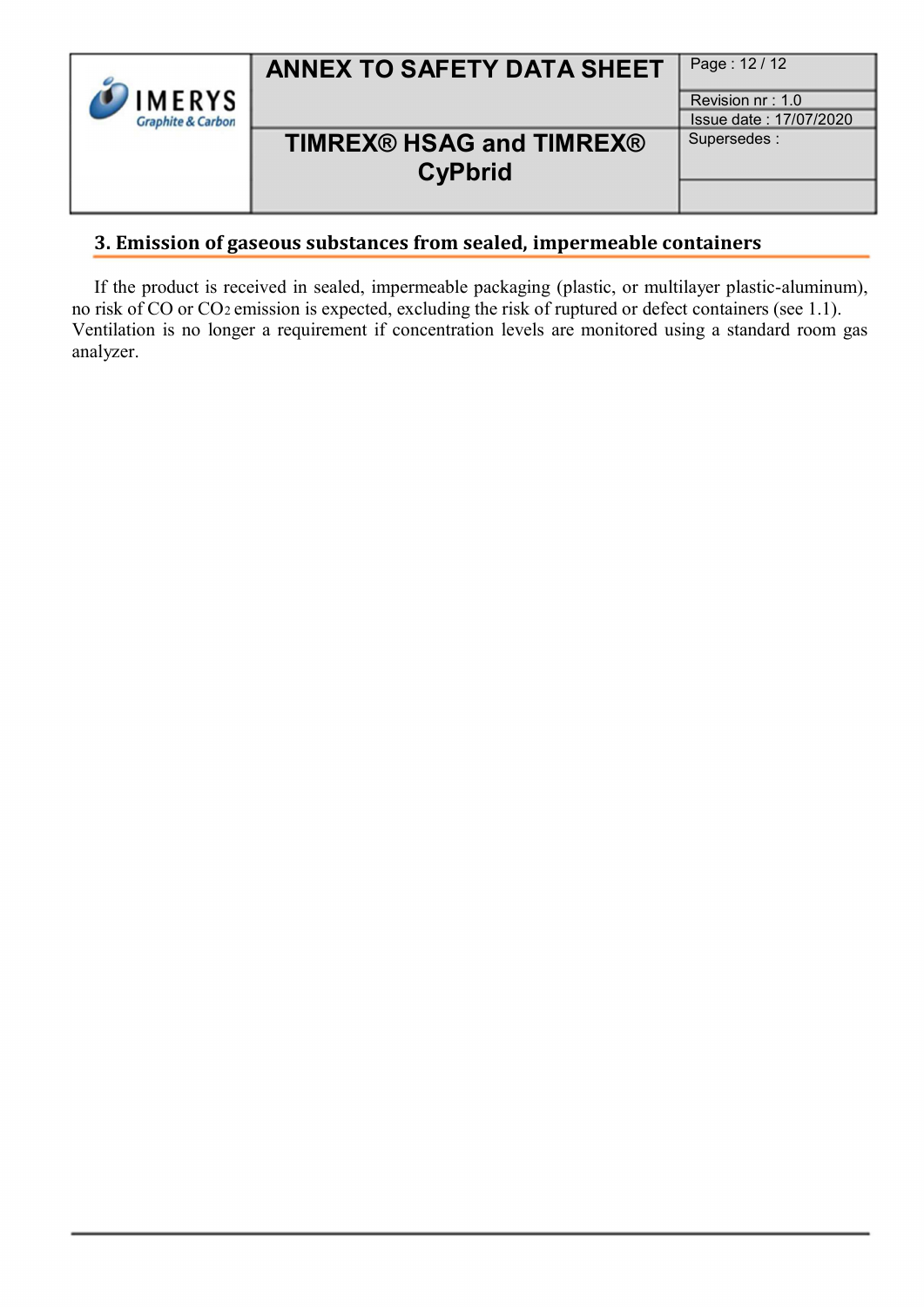## 3. Emission of gaseous substances from sealed, impermeable containers

If the product is received in sealed, impermeable packaging (plastic, or multilayer plastic-aluminum), no risk of CO or $CO_2$ emission is expected, excluding the risk of ruptured or defect containers (see 1.1). Ventilation is no longer a requirement if concentration levels are monitored using a standard room gas analyzer.